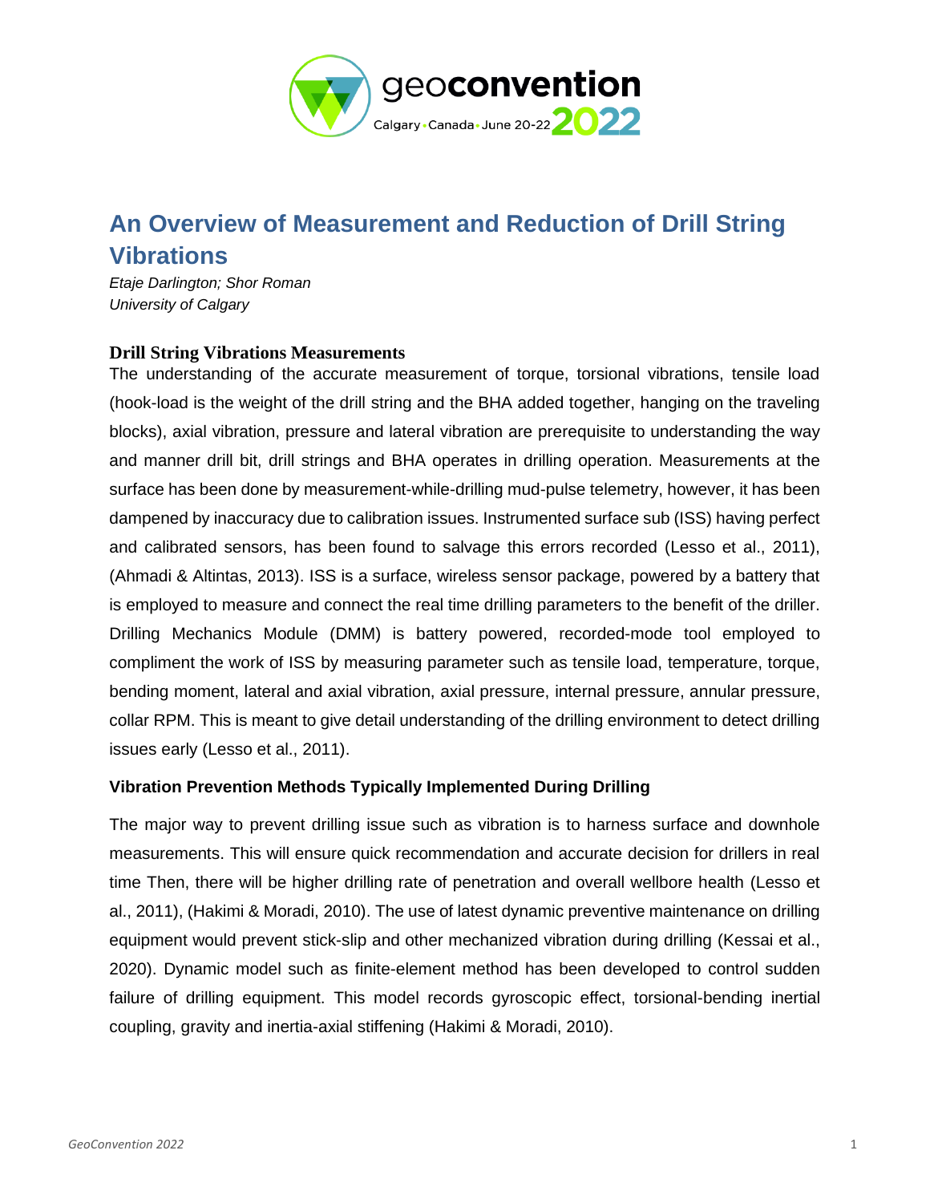# An Overview of Measurement and Reduction of Drill String Vibrations

*Etaje Darlington; Shor Roman*
*University of Calgary*

## Drill String Vibrations Measurements

The understanding of the accurate measurement of torque, torsional vibrations, tensile load (hook-load is the weight of the drill string and the BHA added together, hanging on the traveling blocks), axial vibration, pressure and lateral vibration are prerequisite to understanding the way and manner drill bit, drill strings and BHA operates in drilling operation. Measurements at the surface has been done by measurement-while-drilling mud-pulse telemetry, however, it has been dampened by inaccuracy due to calibration issues. Instrumented surface sub (ISS) having perfect and calibrated sensors, has been found to salvage this errors recorded (Lesso et al., 2011), (Ahmadi & Altintas, 2013). ISS is a surface, wireless sensor package, powered by a battery that is employed to measure and connect the real time drilling parameters to the benefit of the driller. Drilling Mechanics Module (DMM) is battery powered, recorded-mode tool employed to compliment the work of ISS by measuring parameter such as tensile load, temperature, torque, bending moment, lateral and axial vibration, axial pressure, internal pressure, annular pressure, collar RPM. This is meant to give detail understanding of the drilling environment to detect drilling issues early (Lesso et al., 2011).

### Vibration Prevention Methods Typically Implemented During Drilling

The major way to prevent drilling issue such as vibration is to harness surface and downhole measurements. This will ensure quick recommendation and accurate decision for drillers in real time Then, there will be higher drilling rate of penetration and overall wellbore health (Lesso et al., 2011), (Hakimi & Moradi, 2010). The use of latest dynamic preventive maintenance on drilling equipment would prevent stick-slip and other mechanized vibration during drilling (Kessai et al., 2020). Dynamic model such as finite-element method has been developed to control sudden failure of drilling equipment. This model records gyroscopic effect, torsional-bending inertial coupling, gravity and inertia-axial stiffening (Hakimi & Moradi, 2010).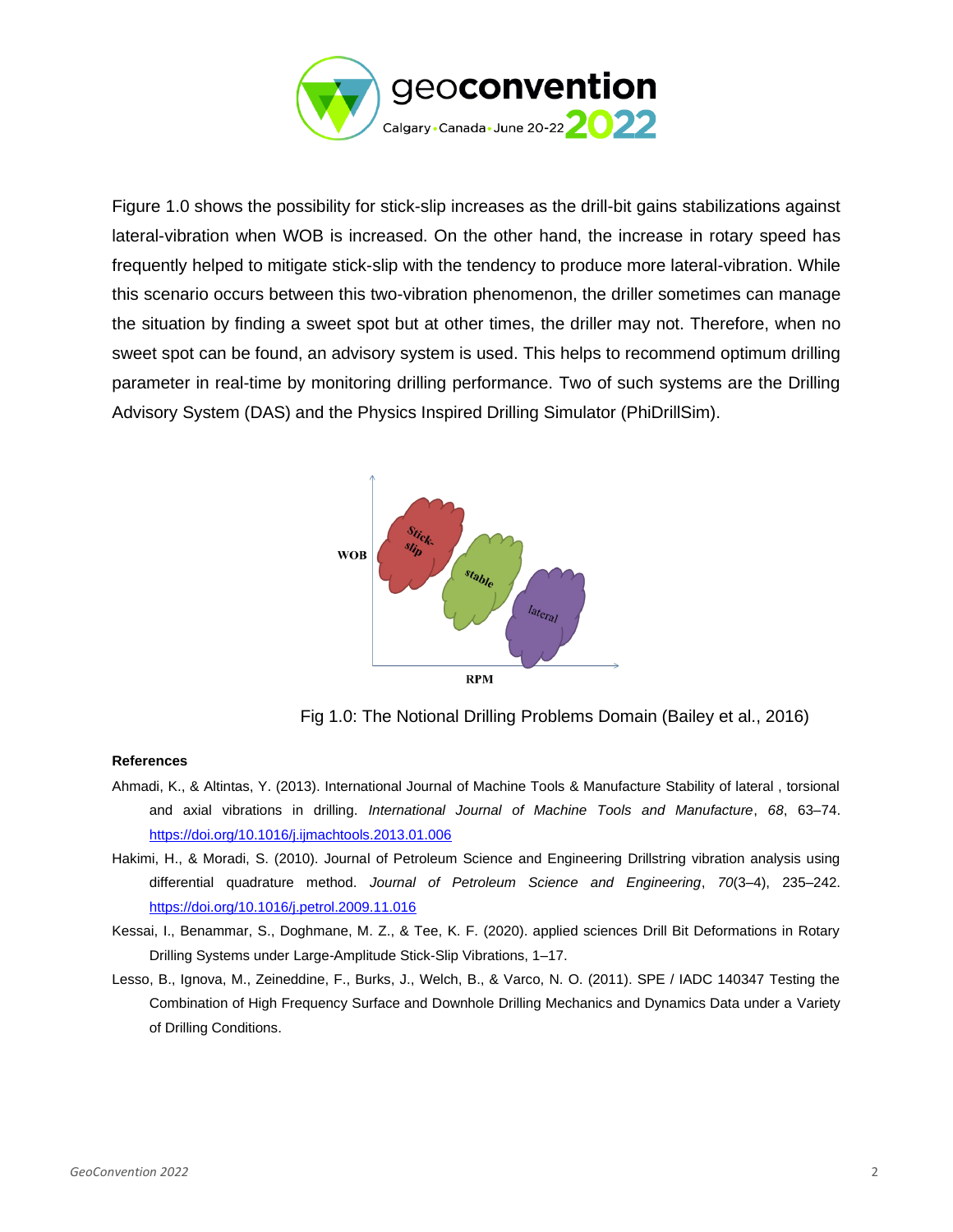Figure 1.0 shows the possibility for stick-slip increases as the drill-bit gains stabilizations against lateral-vibration when WOB is increased. On the other hand, the increase in rotary speed has frequently helped to mitigate stick-slip with the tendency to produce more lateral-vibration. While this scenario occurs between this two-vibration phenomenon, the driller sometimes can manage the situation by finding a sweet spot but at other times, the driller may not. Therefore, when no sweet spot can be found, an advisory system is used. This helps to recommend optimum drilling parameter in real-time by monitoring drilling performance. Two of such systems are the Drilling Advisory System (DAS) and the Physics Inspired Drilling Simulator (PhiDrillSim).

WOB

Stick-slip

stable

lateral

RPM

Fig 1.0: The Notional Drilling Problems Domain (Bailey et al., 2016)

**References**

Ahmadi, K., & Altintas, Y. (2013). International Journal of Machine Tools & Manufacture Stability of lateral , torsional and axial vibrations in drilling. *International Journal of Machine Tools and Manufacture*, *68*, 63–74. https://doi.org/10.1016/j.ijmachtools.2013.01.006

Hakimi, H., & Moradi, S. (2010). Journal of Petroleum Science and Engineering Drillstring vibration analysis using differential quadrature method. *Journal of Petroleum Science and Engineering*, *70*(3–4), 235–242. https://doi.org/10.1016/j.petrol.2009.11.016

Kessai, I., Benammar, S., Doghmane, M. Z., & Tee, K. F. (2020). applied sciences Drill Bit Deformations in Rotary Drilling Systems under Large-Amplitude Stick-Slip Vibrations, 1–17.

Lesso, B., Ignova, M., Zeineddine, F., Burks, J., Welch, B., & Varco, N. O. (2011). SPE / IADC 140347 Testing the Combination of High Frequency Surface and Downhole Drilling Mechanics and Dynamics Data under a Variety of Drilling Conditions.